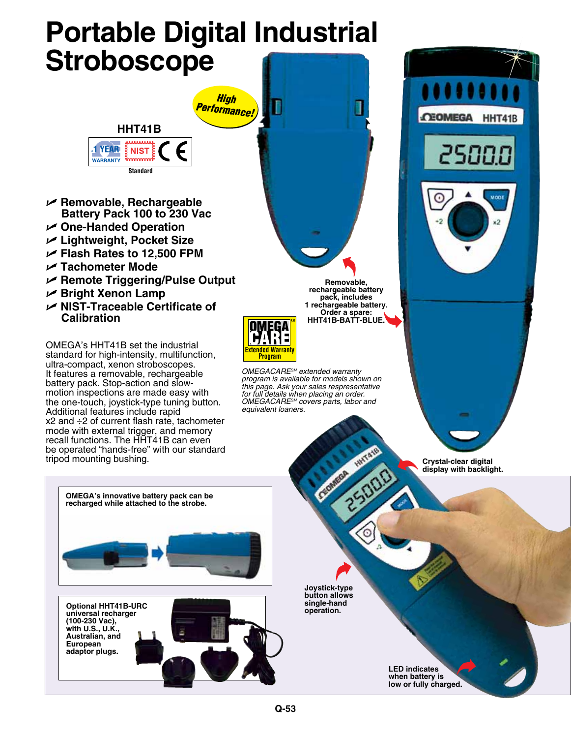# Portable Digital Industrial Stroboscope

High Performance!

**HHT41B**

1 YEAR WARRANTY | NIST | CE

Standard

- **Removable, Rechargeable Battery Pack 100 to 230 Vac**
- **One-Handed Operation**
- **Lightweight, Pocket Size**
- **Flash Rates to 12,500 FPM**
- **Tachometer Mode**
- **Remote Triggering/Pulse Output**
- **Bright Xenon Lamp**
- **NIST-Traceable Certificate of Calibration**

OMEGA's HHT41B set the industrial standard for high-intensity, multifunction, ultra-compact, xenon stroboscopes. It features a removable, rechargeable battery pack. Stop-action and slow-motion inspections are made easy with the one-touch, joystick-type tuning button. Additional features include rapid x2 and ÷2 of current flash rate, tachometer mode with external trigger, and memory recall functions. The HHT41B can even be operated "hands-free" with our standard tripod mounting bushing.

**Removable, rechargeable battery pack, includes 1 rechargeable battery. Order a spare: HHT41B-BATT-BLUE.**

OMEGA CARE[SM] Extended Warranty Program

*OMEGACARE[SM] extended warranty program is available for models shown on this page. Ask your sales representative for full details when placing an order. OMEGACARE[SM] covers parts, labor and equivalent loaners.*

**Crystal-clear digital display with backlight.**

**OMEGA's innovative battery pack can be recharged while attached to the strobe.**

**Optional HHT41B-URC universal recharger (100-230 Vac), with U.S., U.K., Australian, and European adaptor plugs.**

**Joystick-type button allows single-hand operation.**

**LED indicates when battery is low or fully charged.**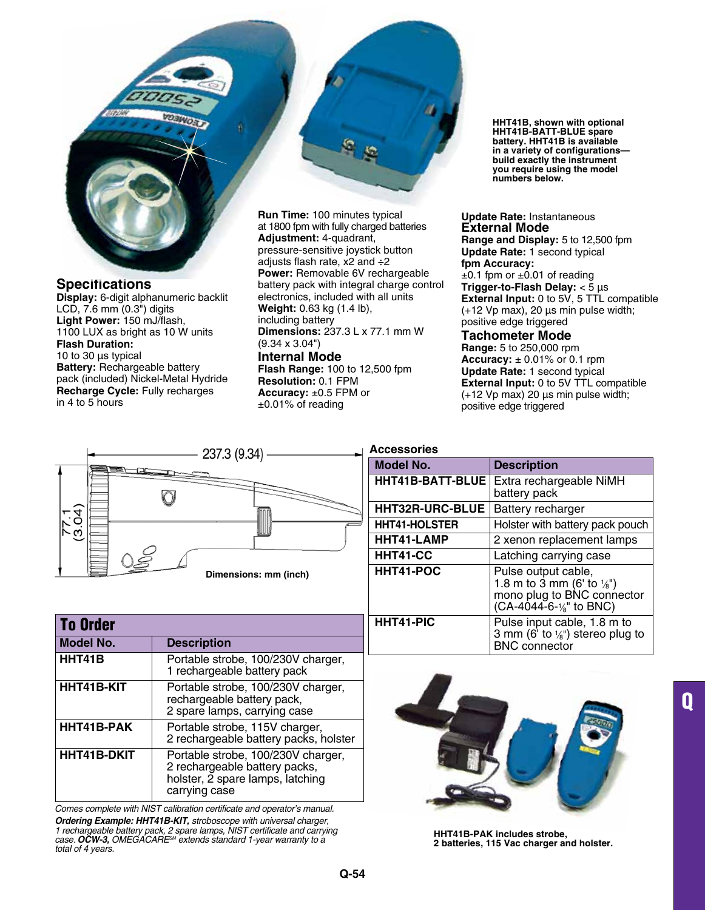HHT41B, shown with optional HHT41B-BATT-BLUE spare battery. HHT41B is available in a variety of configurations—build exactly the instrument you require using the model numbers below.

## Specifications

**Display:** 6-digit alphanumeric backlit LCD, 7.6 mm (0.3") digits
**Light Power:** 150 mJ/flash, 1100 LUX as bright as 10 W units
**Flash Duration:** 10 to 30 µs typical
**Battery:** Rechargeable battery pack (included) Nickel-Metal Hydride
**Recharge Cycle:** Fully recharges in 4 to 5 hours
**Run Time:** 100 minutes typical at 1800 fpm with fully charged batteries
**Adjustment:** 4-quadrant, pressure-sensitive joystick button adjusts flash rate, x2 and ÷2
**Power:** Removable 6V rechargeable battery pack with integral charge control electronics, included with all units
**Weight:** 0.63 kg (1.4 lb), including battery
**Dimensions:** 237.3 L x 77.1 mm W (9.34 x 3.04")

### Internal Mode

**Flash Range:** 100 to 12,500 fpm
**Resolution:** 0.1 FPM
**Accuracy:** ±0.5 FPM or ±0.01% of reading
**Update Rate:** Instantaneous

### External Mode

**Range and Display:** 5 to 12,500 fpm
**Update Rate:** 1 second typical
**fpm Accuracy:** ±0.1 fpm or ±0.01 of reading
**Trigger-to-Flash Delay:** < 5 µs
**External Input:** 0 to 5V, 5 TTL compatible (+12 Vp max), 20 µs min pulse width; positive edge triggered

### Tachometer Mode

**Range:** 5 to 250,000 rpm
**Accuracy:** ± 0.01% or 0.1 rpm
**Update Rate:** 1 second typical
**External Input:** 0 to 5V TTL compatible (+12 Vp max) 20 µs min pulse width; positive edge triggered

237.3 (9.34)
77.1 (3.04)
Dimensions: mm (inch)

## To Order

| Model No. | Description |
|---|---|
| **HHT41B** | Portable strobe, 100/230V charger, 1 rechargeable battery pack |
| **HHT41B-KIT** | Portable strobe, 100/230V charger, rechargeable battery pack, 2 spare lamps, carrying case |
| **HHT41B-PAK** | Portable strobe, 115V charger, 2 rechargeable battery packs, holster |
| **HHT41B-DKIT** | Portable strobe, 100/230V charger, 2 rechargeable battery packs, holster, 2 spare lamps, latching carrying case |

*Comes complete with NIST calibration certificate and operator's manual.*
***Ordering Example: HHT41B-KIT,*** *stroboscope with universal charger, 1 rechargeable battery pack, 2 spare lamps, NIST certificate and carrying case.* ***OCW-3,*** *OMEGACARE℠ extends standard 1-year warranty to a total of 4 years.*

## Accessories

| Model No. | Description |
|---|---|
| **HHT41B-BATT-BLUE** | Extra rechargeable NiMH battery pack |
| **HHT32R-URC-BLUE** | Battery recharger |
| **HHT41-HOLSTER** | Holster with battery pack pouch |
| **HHT41-LAMP** | 2 xenon replacement lamps |
| **HHT41-CC** | Latching carrying case |
| **HHT41-POC** | Pulse output cable, 1.8 m to 3 mm (6' to ⅛") mono plug to BNC connector (CA-4044-6-⅛" to BNC) |
| **HHT41-PIC** | Pulse input cable, 1.8 m to 3 mm (6' to ⅛") stereo plug to BNC connector |

**HHT41B-PAK includes strobe, 2 batteries, 115 Vac charger and holster.**